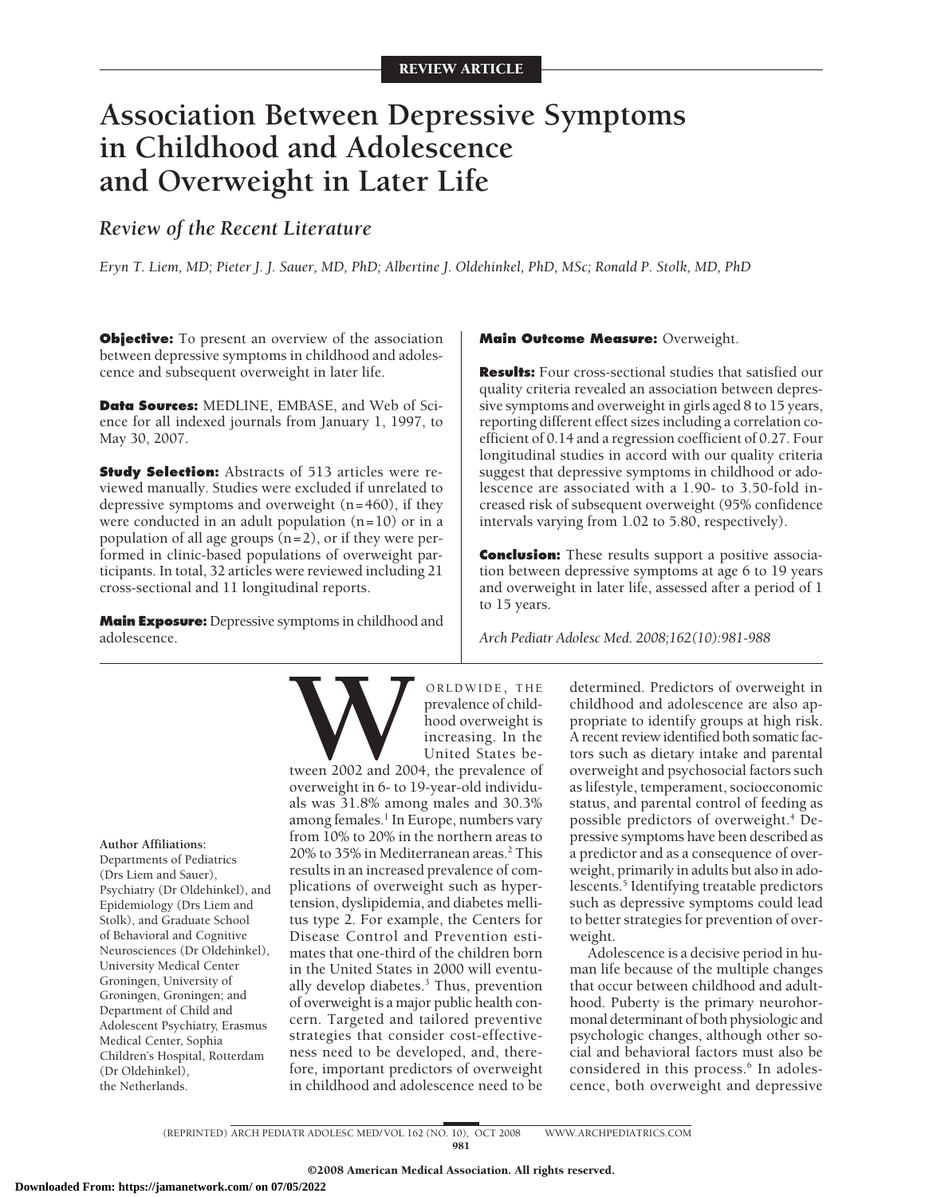REVIEW ARTICLE

# Association Between Depressive Symptoms in Childhood and Adolescence and Overweight in Later Life

## *Review of the Recent Literature*

*Eryn T. Liem, MD; Pieter J. J. Sauer, MD, PhD; Albertine J. Oldehinkel, PhD, MSc; Ronald P. Stolk, MD, PhD*

**Objective:** To present an overview of the association between depressive symptoms in childhood and adolescence and subsequent overweight in later life.

**Data Sources:** MEDLINE, EMBASE, and Web of Science for all indexed journals from January 1, 1997, to May 30, 2007.

**Study Selection:** Abstracts of 513 articles were reviewed manually. Studies were excluded if unrelated to depressive symptoms and overweight (n=460), if they were conducted in an adult population (n=10) or in a population of all age groups (n=2), or if they were performed in clinic-based populations of overweight participants. In total, 32 articles were reviewed including 21 cross-sectional and 11 longitudinal reports.

**Main Exposure:** Depressive symptoms in childhood and adolescence.

**Main Outcome Measure:** Overweight.

**Results:** Four cross-sectional studies that satisfied our quality criteria revealed an association between depressive symptoms and overweight in girls aged 8 to 15 years, reporting different effect sizes including a correlation coefficient of 0.14 and a regression coefficient of 0.27. Four longitudinal studies in accord with our quality criteria suggest that depressive symptoms in childhood or adolescence are associated with a 1.90- to 3.50-fold increased risk of subsequent overweight (95% confidence intervals varying from 1.02 to 5.80, respectively).

**Conclusion:** These results support a positive association between depressive symptoms at age 6 to 19 years and overweight in later life, assessed after a period of 1 to 15 years.

*Arch Pediatr Adolesc Med. 2008;162(10):981-988*

WORLDWIDE, THE prevalence of childhood overweight is increasing. In the United States between 2002 and 2004, the prevalence of overweight in 6- to 19-year-old individuals was 31.8% among males and 30.3% among females.[1] In Europe, numbers vary from 10% to 20% in the northern areas to 20% to 35% in Mediterranean areas.[2] This results in an increased prevalence of complications of overweight such as hypertension, dyslipidemia, and diabetes mellitus type 2. For example, the Centers for Disease Control and Prevention estimates that one-third of the children born in the United States in 2000 will eventually develop diabetes.[3] Thus, prevention of overweight is a major public health concern. Targeted and tailored preventive strategies that consider cost-effectiveness need to be developed, and, therefore, important predictors of overweight in childhood and adolescence need to be determined. Predictors of overweight in childhood and adolescence are also appropriate to identify groups at high risk. A recent review identified both somatic factors such as dietary intake and parental overweight and psychosocial factors such as lifestyle, temperament, socioeconomic status, and parental control of feeding as possible predictors of overweight.[4] Depressive symptoms have been described as a predictor and as a consequence of overweight, primarily in adults but also in adolescents.[5] Identifying treatable predictors such as depressive symptoms could lead to better strategies for prevention of overweight.

Adolescence is a decisive period in human life because of the multiple changes that occur between childhood and adulthood. Puberty is the primary neurohormonal determinant of both physiologic and psychologic changes, although other social and behavioral factors must also be considered in this process.[6] In adolescence, both overweight and depressive

**Author Affiliations:** Departments of Pediatrics (Drs Liem and Sauer), Psychiatry (Dr Oldehinkel), and Epidemiology (Drs Liem and Stolk), and Graduate School of Behavioral and Cognitive Neurosciences (Dr Oldehinkel), University Medical Center Groningen, University of Groningen, Groningen; and Department of Child and Adolescent Psychiatry, Erasmus Medical Center, Sophia Children's Hospital, Rotterdam (Dr Oldehinkel), the Netherlands.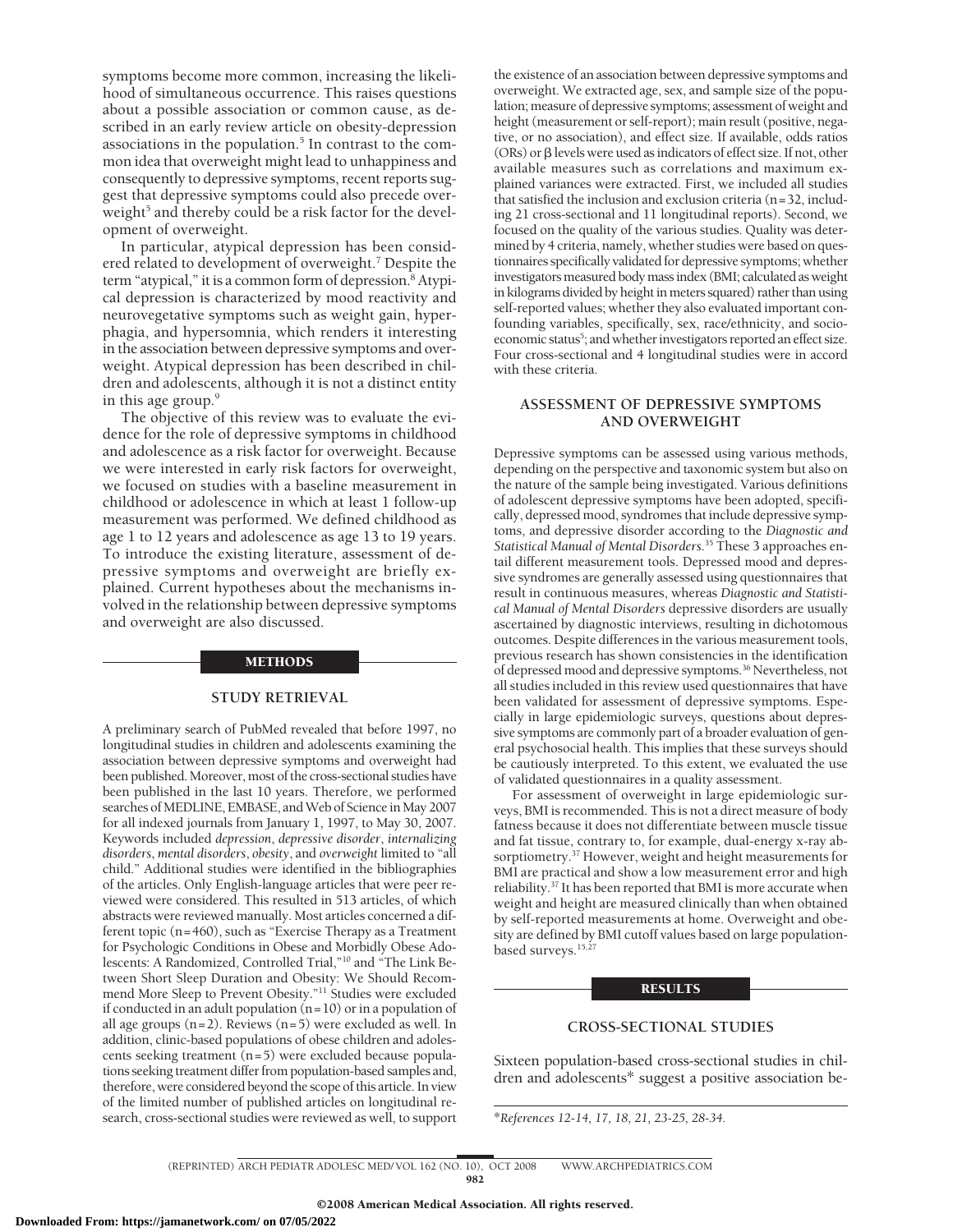symptoms become more common, increasing the likelihood of simultaneous occurrence. This raises questions about a possible association or common cause, as described in an early review article on obesity-depression associations in the population.[5] In contrast to the common idea that overweight might lead to unhappiness and consequently to depressive symptoms, recent reports suggest that depressive symptoms could also precede overweight[5] and thereby could be a risk factor for the development of overweight.

In particular, atypical depression has been considered related to development of overweight.[7] Despite the term "atypical," it is a common form of depression.[8] Atypical depression is characterized by mood reactivity and neurovegetative symptoms such as weight gain, hyperphagia, and hypersomnia, which renders it interesting in the association between depressive symptoms and overweight. Atypical depression has been described in children and adolescents, although it is not a distinct entity in this age group.[9]

The objective of this review was to evaluate the evidence for the role of depressive symptoms in childhood and adolescence as a risk factor for overweight. Because we were interested in early risk factors for overweight, we focused on studies with a baseline measurement in childhood or adolescence in which at least 1 follow-up measurement was performed. We defined childhood as age 1 to 12 years and adolescence as age 13 to 19 years. To introduce the existing literature, assessment of depressive symptoms and overweight are briefly explained. Current hypotheses about the mechanisms involved in the relationship between depressive symptoms and overweight are also discussed.

## METHODS

### STUDY RETRIEVAL

A preliminary search of PubMed revealed that before 1997, no longitudinal studies in children and adolescents examining the association between depressive symptoms and overweight had been published. Moreover, most of the cross-sectional studies have been published in the last 10 years. Therefore, we performed searches of MEDLINE, EMBASE, and Web of Science in May 2007 for all indexed journals from January 1, 1997, to May 30, 2007. Keywords included *depression*, *depressive disorder*, *internalizing disorders*, *mental disorders*, *obesity*, and *overweight* limited to "all child." Additional studies were identified in the bibliographies of the articles. Only English-language articles that were peer reviewed were considered. This resulted in 513 articles, of which abstracts were reviewed manually. Most articles concerned a different topic (n=460), such as "Exercise Therapy as a Treatment for Psychologic Conditions in Obese and Morbidly Obese Adolescents: A Randomized, Controlled Trial,"[10] and "The Link Between Short Sleep Duration and Obesity: We Should Recommend More Sleep to Prevent Obesity."[11] Studies were excluded if conducted in an adult population (n=10) or in a population of all age groups (n=2). Reviews (n=5) were excluded as well. In addition, clinic-based populations of obese children and adolescents seeking treatment (n=5) were excluded because populations seeking treatment differ from population-based samples and, therefore, were considered beyond the scope of this article. In view of the limited number of published articles on longitudinal research, cross-sectional studies were reviewed as well, to support the existence of an association between depressive symptoms and overweight. We extracted age, sex, and sample size of the population; measure of depressive symptoms; assessment of weight and height (measurement or self-report); main result (positive, negative, or no association), and effect size. If available, odds ratios (ORs) or β levels were used as indicators of effect size. If not, other available measures such as correlations and maximum explained variances were extracted. First, we included all studies that satisfied the inclusion and exclusion criteria (n=32, including 21 cross-sectional and 11 longitudinal reports). Second, we focused on the quality of the various studies. Quality was determined by 4 criteria, namely, whether studies were based on questionnaires specifically validated for depressive symptoms; whether investigators measured body mass index (BMI; calculated as weight in kilograms divided by height in meters squared) rather than using self-reported values; whether they also evaluated important confounding variables, specifically, sex, race/ethnicity, and socioeconomic status[5]; and whether investigators reported an effect size. Four cross-sectional and 4 longitudinal studies were in accord with these criteria.

### ASSESSMENT OF DEPRESSIVE SYMPTOMS AND OVERWEIGHT

Depressive symptoms can be assessed using various methods, depending on the perspective and taxonomic system but also on the nature of the sample being investigated. Various definitions of adolescent depressive symptoms have been adopted, specifically, depressed mood, syndromes that include depressive symptoms, and depressive disorder according to the *Diagnostic and Statistical Manual of Mental Disorders*.[35] These 3 approaches entail different measurement tools. Depressed mood and depressive syndromes are generally assessed using questionnaires that result in continuous measures, whereas *Diagnostic and Statistical Manual of Mental Disorders* depressive disorders are usually ascertained by diagnostic interviews, resulting in dichotomous outcomes. Despite differences in the various measurement tools, previous research has shown consistencies in the identification of depressed mood and depressive symptoms.[36] Nevertheless, not all studies included in this review used questionnaires that have been validated for assessment of depressive symptoms. Especially in large epidemiologic surveys, questions about depressive symptoms are commonly part of a broader evaluation of general psychosocial health. This implies that these surveys should be cautiously interpreted. To this extent, we evaluated the use of validated questionnaires in a quality assessment.

For assessment of overweight in large epidemiologic surveys, BMI is recommended. This is not a direct measure of body fatness because it does not differentiate between muscle tissue and fat tissue, contrary to, for example, dual-energy x-ray absorptiometry.[37] However, weight and height measurements for BMI are practical and show a low measurement error and high reliability.[37] It has been reported that BMI is more accurate when weight and height are measured clinically than when obtained by self-reported measurements at home. Overweight and obesity are defined by BMI cutoff values based on large population-based surveys.[15,27]

## RESULTS

### CROSS-SECTIONAL STUDIES

Sixteen population-based cross-sectional studies in children and adolescents* suggest a positive association be-

*References 12-14, 17, 18, 21, 23-25, 28-34.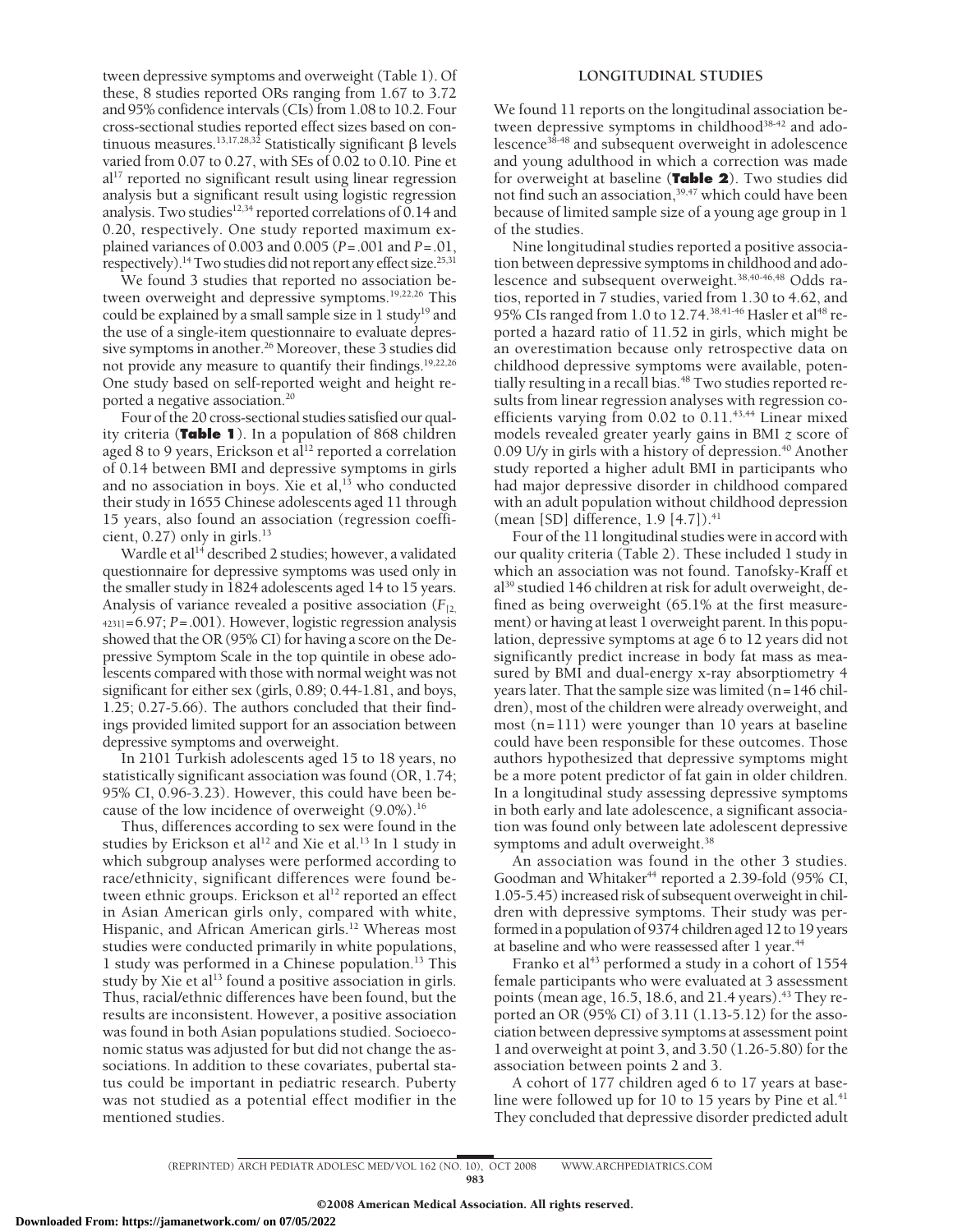tween depressive symptoms and overweight (Table 1). Of these, 8 studies reported ORs ranging from 1.67 to 3.72 and 95% confidence intervals (CIs) from 1.08 to 10.2. Four cross-sectional studies reported effect sizes based on continuous measures.[13,17,28,32] Statistically significant β levels varied from 0.07 to 0.27, with SEs of 0.02 to 0.10. Pine et al[17] reported no significant result using linear regression analysis but a significant result using logistic regression analysis. Two studies[12,34] reported correlations of 0.14 and 0.20, respectively. One study reported maximum explained variances of 0.003 and 0.005 ($P = .001$ and $P = .01$, respectively).[14] Two studies did not report any effect size.[25,31]

We found 3 studies that reported no association between overweight and depressive symptoms.[19,22,26] This could be explained by a small sample size in 1 study[19] and the use of a single-item questionnaire to evaluate depressive symptoms in another.[26] Moreover, these 3 studies did not provide any measure to quantify their findings.[19,22,26] One study based on self-reported weight and height reported a negative association.[20]

Four of the 20 cross-sectional studies satisfied our quality criteria (**Table 1**). In a population of 868 children aged 8 to 9 years, Erickson et al[12] reported a correlation of 0.14 between BMI and depressive symptoms in girls and no association in boys. Xie et al,[13] who conducted their study in 1655 Chinese adolescents aged 11 through 15 years, also found an association (regression coefficient, 0.27) only in girls.[13]

Wardle et al[14] described 2 studies; however, a validated questionnaire for depressive symptoms was used only in the smaller study in 1824 adolescents aged 14 to 15 years. Analysis of variance revealed a positive association ($F_{[2, 4231]} = 6.97$; $P = .001$). However, logistic regression analysis showed that the OR (95% CI) for having a score on the Depressive Symptom Scale in the top quintile in obese adolescents compared with those with normal weight was not significant for either sex (girls, 0.89; 0.44-1.81, and boys, 1.25; 0.27-5.66). The authors concluded that their findings provided limited support for an association between depressive symptoms and overweight.

In 2101 Turkish adolescents aged 15 to 18 years, no statistically significant association was found (OR, 1.74; 95% CI, 0.96-3.23). However, this could have been because of the low incidence of overweight (9.0%).[16]

Thus, differences according to sex were found in the studies by Erickson et al[12] and Xie et al.[13] In 1 study in which subgroup analyses were performed according to race/ethnicity, significant differences were found between ethnic groups. Erickson et al[12] reported an effect in Asian American girls only, compared with white, Hispanic, and African American girls.[12] Whereas most studies were conducted primarily in white populations, 1 study was performed in a Chinese population.[13] This study by Xie et al[13] found a positive association in girls. Thus, racial/ethnic differences have been found, but the results are inconsistent. However, a positive association was found in both Asian populations studied. Socioeconomic status was adjusted for but did not change the associations. In addition to these covariates, pubertal status could be important in pediatric research. Puberty was not studied as a potential effect modifier in the mentioned studies.

## LONGITUDINAL STUDIES

We found 11 reports on the longitudinal association between depressive symptoms in childhood[38-42] and adolescence[38-48] and subsequent overweight in adolescence and young adulthood in which a correction was made for overweight at baseline (**Table 2**). Two studies did not find such an association,[39,47] which could have been because of limited sample size of a young age group in 1 of the studies.

Nine longitudinal studies reported a positive association between depressive symptoms in childhood and adolescence and subsequent overweight.[38,40-46,48] Odds ratios, reported in 7 studies, varied from 1.30 to 4.62, and 95% CIs ranged from 1.0 to 12.74.[38,41-46] Hasler et al[48] reported a hazard ratio of 11.52 in girls, which might be an overestimation because only retrospective data on childhood depressive symptoms were available, potentially resulting in a recall bias.[48] Two studies reported results from linear regression analyses with regression coefficients varying from 0.02 to 0.11.[43,44] Linear mixed models revealed greater yearly gains in BMI *z* score of 0.09 U/y in girls with a history of depression.[40] Another study reported a higher adult BMI in participants who had major depressive disorder in childhood compared with an adult population without childhood depression (mean [SD] difference, 1.9 [4.7]).[41]

Four of the 11 longitudinal studies were in accord with our quality criteria (Table 2). These included 1 study in which an association was not found. Tanofsky-Kraff et al[39] studied 146 children at risk for adult overweight, defined as being overweight (65.1% at the first measurement) or having at least 1 overweight parent. In this population, depressive symptoms at age 6 to 12 years did not significantly predict increase in body fat mass as measured by BMI and dual-energy x-ray absorptiometry 4 years later. That the sample size was limited (n = 146 children), most of the children were already overweight, and most (n = 111) were younger than 10 years at baseline could have been responsible for these outcomes. Those authors hypothesized that depressive symptoms might be a more potent predictor of fat gain in older children. In a longitudinal study assessing depressive symptoms in both early and late adolescence, a significant association was found only between late adolescent depressive symptoms and adult overweight.[38]

An association was found in the other 3 studies. Goodman and Whitaker[44] reported a 2.39-fold (95% CI, 1.05-5.45) increased risk of subsequent overweight in children with depressive symptoms. Their study was performed in a population of 9374 children aged 12 to 19 years at baseline and who were reassessed after 1 year.[44]

Franko et al[43] performed a study in a cohort of 1554 female participants who were evaluated at 3 assessment points (mean age, 16.5, 18.6, and 21.4 years).[43] They reported an OR (95% CI) of 3.11 (1.13-5.12) for the association between depressive symptoms at assessment point 1 and overweight at point 3, and 3.50 (1.26-5.80) for the association between points 2 and 3.

A cohort of 177 children aged 6 to 17 years at baseline were followed up for 10 to 15 years by Pine et al.[41] They concluded that depressive disorder predicted adult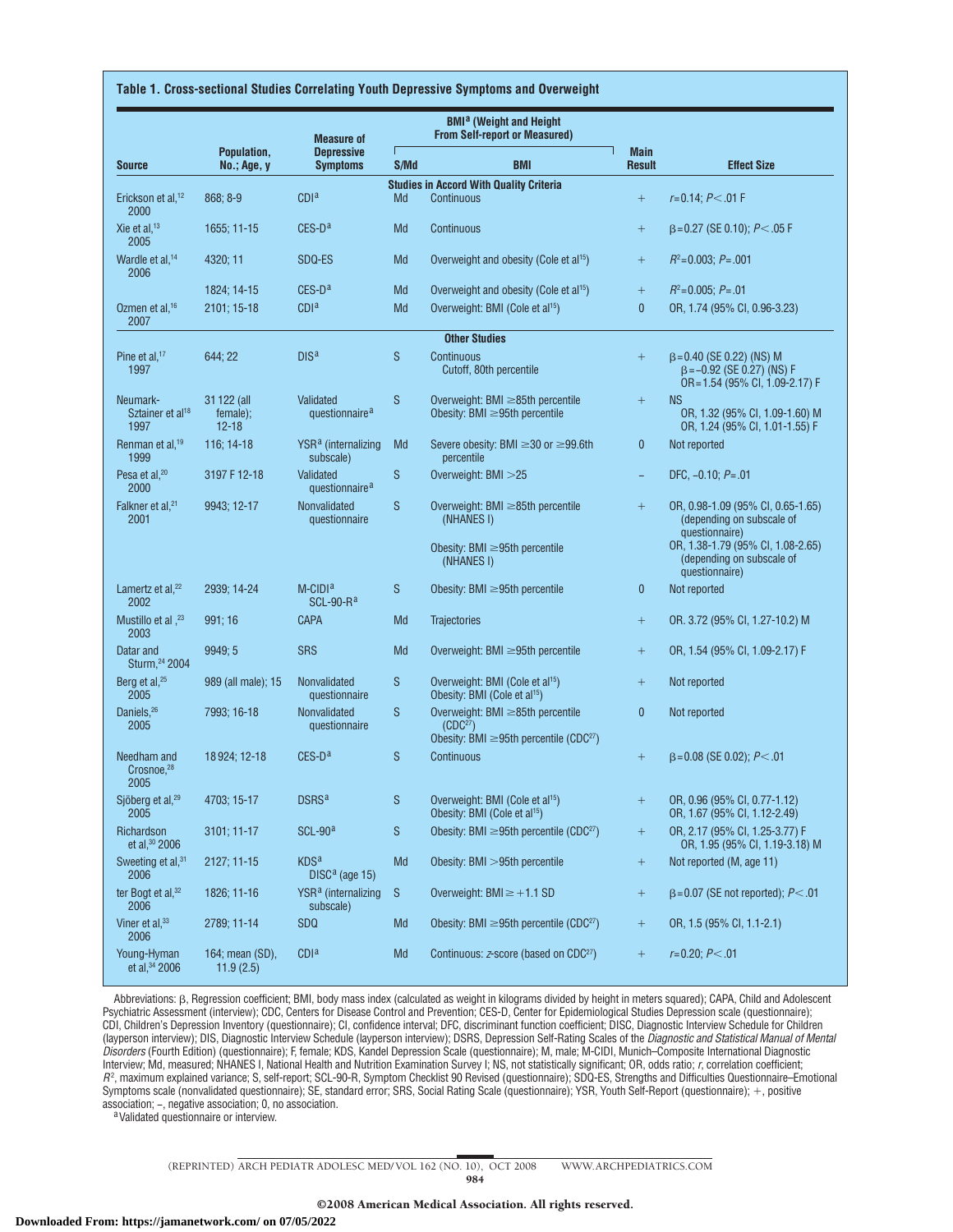**Table 1. Cross-sectional Studies Correlating Youth Depressive Symptoms and Overweight**

| Source | Population, No.; Age, y | Measure of Depressive Symptoms | BMI[a] (Weight and Height From Self-report or Measured) | | Main Result | Effect Size |
|---|---|---|---|---|---|---|
| | | | S/Md | BMI | | |
| **Studies in Accord With Quality Criteria** | | | | | | |
| Erickson et al,[12] 2000 | 868; 8-9 | CDI[a] | Md | Continuous | + | $r$=0.14; $P$<.01 F |
| Xie et al,[13] 2005 | 1655; 11-15 | CES-D[a] | Md | Continuous | + | β=0.27 (SE 0.10); $P$<.05 F |
| Wardle et al,[14] 2006 | 4320; 11 | SDQ-ES | Md | Overweight and obesity (Cole et al[15]) | + | $R^2$=0.003; $P$=.001 |
| | 1824; 14-15 | CES-D[a] | Md | Overweight and obesity (Cole et al[15]) | + | $R^2$=0.005; $P$=.01 |
| Ozmen et al,[16] 2007 | 2101; 15-18 | CDI[a] | Md | Overweight: BMI (Cole et al[15]) | 0 | OR, 1.74 (95% CI, 0.96-3.23) |
| **Other Studies** | | | | | | |
| Pine et al,[17] 1997 | 644; 22 | DIS[a] | S | Continuous<br>Cutoff, 80th percentile | + | β=0.40 (SE 0.22) (NS) M<br>β=−0.92 (SE 0.27) (NS) F<br>OR=1.54 (95% CI, 1.09-2.17) F |
| Neumark-Sztainer et al[18] 1997 | 31 122 (all female); 12-18 | Validated questionnaire[a] | S | Overweight: BMI ≥85th percentile<br>Obesity: BMI ≥95th percentile | + | NS<br>OR, 1.32 (95% CI, 1.09-1.60) M<br>OR, 1.24 (95% CI, 1.01-1.55) F |
| Renman et al,[19] 1999 | 116; 14-18 | YSR[a] (internalizing subscale) | Md | Severe obesity: BMI ≥30 or ≥99.6th percentile | 0 | Not reported |
| Pesa et al,[20] 2000 | 3197 F 12-18 | Validated questionnaire[a] | S | Overweight: BMI >25 | − | DFC, −0.10; $P$=.01 |
| Falkner et al,[21] 2001 | 9943; 12-17 | Nonvalidated questionnaire | S | Overweight: BMI ≥85th percentile (NHANES I)<br>Obesity: BMI ≥95th percentile (NHANES I) | + | OR, 0.98-1.09 (95% CI, 0.65-1.65) (depending on subscale of questionnaire)<br>OR, 1.38-1.79 (95% CI, 1.08-2.65) (depending on subscale of questionnaire) |
| Lamertz et al,[22] 2002 | 2939; 14-24 | M-CIDI[a]<br>SCL-90-R[a] | S | Obesity: BMI ≥95th percentile | 0 | Not reported |
| Mustillo et al ,[23] 2003 | 991; 16 | CAPA | Md | Trajectories | + | OR. 3.72 (95% CI, 1.27-10.2) M |
| Datar and Sturm,[24] 2004 | 9949; 5 | SRS | Md | Overweight: BMI ≥95th percentile | + | OR, 1.54 (95% CI, 1.09-2.17) F |
| Berg et al,[25] 2005 | 989 (all male); 15 | Nonvalidated questionnaire | S | Overweight: BMI (Cole et al[15])<br>Obesity: BMI (Cole et al[15]) | + | Not reported |
| Daniels,[26] 2005 | 7993; 16-18 | Nonvalidated questionnaire | S | Overweight: BMI ≥85th percentile (CDC[27])<br>Obesity: BMI ≥95th percentile (CDC[27]) | 0 | Not reported |
| Needham and Crosnoe,[28] 2005 | 18 924; 12-18 | CES-D[a] | S | Continuous | + | β=0.08 (SE 0.02); $P$<.01 |
| Sjöberg et al,[29] 2005 | 4703; 15-17 | DSRS[a] | S | Overweight: BMI (Cole et al[15])<br>Obesity: BMI (Cole et al[15]) | + | OR, 0.96 (95% CI, 0.77-1.12)<br>OR, 1.67 (95% CI, 1.12-2.49) |
| Richardson et al,[30] 2006 | 3101; 11-17 | SCL-90[a] | S | Obesity: BMI ≥95th percentile (CDC[27]) | + | OR, 2.17 (95% CI, 1.25-3.77) F<br>OR, 1.95 (95% CI, 1.19-3.18) M |
| Sweeting et al,[31] 2006 | 2127; 11-15 | KDS[a]<br>DISC[a] (age 15) | Md | Obesity: BMI >95th percentile | + | Not reported (M, age 11) |
| ter Bogt et al,[32] 2006 | 1826; 11-16 | YSR[a] (internalizing subscale) | S | Overweight: BMI ≥ +1.1 SD | + | β=0.07 (SE not reported); $P$<.01 |
| Viner et al,[33] 2006 | 2789; 11-14 | SDQ | Md | Obesity: BMI ≥95th percentile (CDC[27]) | + | OR, 1.5 (95% CI, 1.1-2.1) |
| Young-Hyman et al,[34] 2006 | 164; mean (SD), 11.9 (2.5) | CDI[a] | Md | Continuous: z-score (based on CDC[27]) | + | $r$=0.20; $P$<.01 |

Abbreviations: β, Regression coefficient; BMI, body mass index (calculated as weight in kilograms divided by height in meters squared); CAPA, Child and Adolescent Psychiatric Assessment (interview); CDC, Centers for Disease Control and Prevention; CES-D, Center for Epidemiological Studies Depression scale (questionnaire); CDI, Children's Depression Inventory (questionnaire); CI, confidence interval; DFC, discriminant function coefficient; DISC, Diagnostic Interview Schedule for Children (layperson interview); DIS, Diagnostic Interview Schedule (layperson interview); DSRS, Depression Self-Rating Scales of the *Diagnostic and Statistical Manual of Mental Disorders* (Fourth Edition) (questionnaire); F, female; KDS, Kandel Depression Scale (questionnaire); M, male; M-CIDI, Munich–Composite International Diagnostic Interview; Md, measured; NHANES I, National Health and Nutrition Examination Survey I; NS, not statistically significant; OR, odds ratio; $r$, correlation coefficient; $R^2$, maximum explained variance; S, self-report; SCL-90-R, Symptom Checklist 90 Revised (questionnaire); SDQ-ES, Strengths and Difficulties Questionnaire–Emotional Symptoms scale (nonvalidated questionnaire); SE, standard error; SRS, Social Rating Scale (questionnaire); YSR, Youth Self-Report (questionnaire); +, positive association; −, negative association; 0, no association.

[a] Validated questionnaire or interview.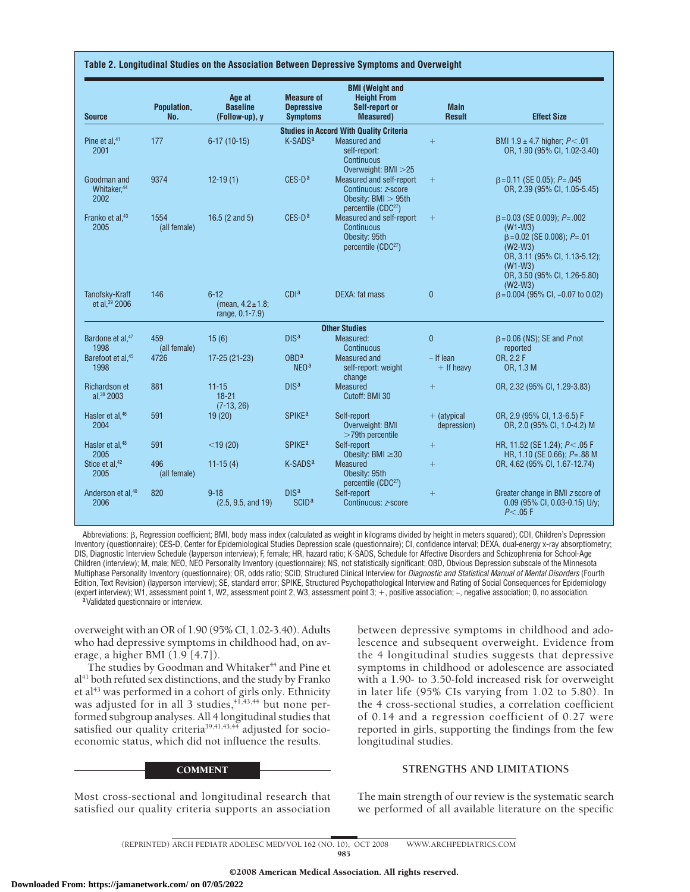**Table 2. Longitudinal Studies on the Association Between Depressive Symptoms and Overweight**

| Source | Population, No. | Age at Baseline (Follow-up), y | Measure of Depressive Symptoms | BMI (Weight and Height From Self-report or Measured) | Main Result | Effect Size |
|---|---|---|---|---|---|---|
| **Studies in Accord With Quality Criteria** | | | | | | |
| Pine et al,[41] 2001 | 177 | 6-17 (10-15) | K-SADS[a] | Measured and self-report: Continuous Overweight: BMI >25 | + | BMI 1.9 ± 4.7 higher; $P<.01$ OR, 1.90 (95% CI, 1.02-3.40) |
| Goodman and Whitaker,[44] 2002 | 9374 | 12-19 (1) | CES-D[a] | Measured and self-report Continuous: *z*-score Obesity: BMI > 95th percentile (CDC[27]) | + | β=0.11 (SE 0.05); $P=.045$ OR, 2.39 (95% CI, 1.05-5.45) |
| Franko et al,[43] 2005 | 1554 (all female) | 16.5 (2 and 5) | CES-D[a] | Measured and self-report Continuous Obesity: 95th percentile (CDC[27]) | + | β=0.03 (SE 0.009); $P=.002$ (W1-W3) β=0.02 (SE 0.008); $P=.01$ (W2-W3) OR, 3.11 (95% CI, 1.13-5.12); (W1-W3) OR, 3.50 (95% CI, 1.26-5.80) (W2-W3) |
| Tanofsky-Kraff et al,[39] 2006 | 146 | 6-12 (mean, 4.2±1.8; range, 0.1-7.9) | CDI[a] | DEXA: fat mass | 0 | β=0.004 (95% CI, −0.07 to 0.02) |
| **Other Studies** | | | | | | |
| Bardone et al,[47] 1998 | 459 (all female) | 15 (6) | DIS[a] | Measured: Continuous | 0 | β=0.06 (NS); SE and *P* not reported |
| Barefoot et al,[45] 1998 | 4726 | 17-25 (21-23) | OBD[a] NEO[a] | Measured and self-report: weight change | − If lean + If heavy | OR, 2.2 F OR, 1.3 M |
| Richardson et al,[38] 2003 | 881 | 11-15 18-21 (7-13, 26) | DIS[a] | Measured Cutoff: BMI 30 | + | OR, 2.32 (95% CI, 1.29-3.83) |
| Hasler et al,[46] 2004 | 591 | 19 (20) | SPIKE[a] | Self-report Overweight: BMI >79th percentile | + (atypical depression) | OR, 2.9 (95% CI, 1.3-6.5) F OR, 2.0 (95% CI, 1.0-4.2) M |
| Hasler et al,[48] 2005 | 591 | <19 (20) | SPIKE[a] | Self-report Obesity: BMI ≥30 | + | HR, 11.52 (SE 1.24); $P<.05$ F HR, 1.10 (SE 0.66); $P=.88$ M |
| Stice et al,[42] 2005 | 496 (all female) | 11-15 (4) | K-SADS[a] | Measured Obesity: 95th percentile (CDC[27]) | + | OR, 4.62 (95% CI, 1.67-12.74) |
| Anderson et al,[40] 2006 | 820 | 9-18 (2.5, 9.5, and 19) | DIS[a] SCID[a] | Self-report Continuous: *z*-score | + | Greater change in BMI *z* score of 0.09 (95% CI, 0.03-0.15) U/y; $P<.05$ F |

Abbreviations: β, Regression coefficient; BMI, body mass index (calculated as weight in kilograms divided by height in meters squared); CDI, Children's Depression Inventory (questionnaire); CES-D, Center for Epidemiological Studies Depression scale (questionnaire); CI, confidence interval; DEXA, dual-energy x-ray absorptiometry; DIS, Diagnostic Interview Schedule (layperson interview); F, female; HR, hazard ratio; K-SADS, Schedule for Affective Disorders and Schizophrenia for School-Age Children (interview); M, male; NEO, NEO Personality Inventory (questionnaire); NS, not statistically significant; OBD, Obvious Depression subscale of the Minnesota Multiphase Personality Inventory (questionnaire); OR, odds ratio; SCID, Structured Clinical Interview for *Diagnostic and Statistical Manual of Mental Disorders* (Fourth Edition, Text Revision) (layperson interview); SE, standard error; SPIKE, Structured Psychopathological Interview and Rating of Social Consequences for Epidemiology (expert interview); W1, assessment point 1, W2, assessment point 2, W3, assessment point 3; +, positive association; –, negative association; 0, no association.
[a]Validated questionnaire or interview.

overweight with an OR of 1.90 (95% CI, 1.02-3.40). Adults who had depressive symptoms in childhood had, on average, a higher BMI (1.9 [4.7]).

The studies by Goodman and Whitaker[44] and Pine et al[41] both refuted sex distinctions, and the study by Franko et al[43] was performed in a cohort of girls only. Ethnicity was adjusted for in all 3 studies,[41,43,44] but none performed subgroup analyses. All 4 longitudinal studies that satisfied our quality criteria[39,41,43,44] adjusted for socioeconomic status, which did not influence the results.

## COMMENT

Most cross-sectional and longitudinal research that satisfied our quality criteria supports an association between depressive symptoms in childhood and adolescence and subsequent overweight. Evidence from the 4 longitudinal studies suggests that depressive symptoms in childhood or adolescence are associated with a 1.90- to 3.50-fold increased risk for overweight in later life (95% CIs varying from 1.02 to 5.80). In the 4 cross-sectional studies, a correlation coefficient of 0.14 and a regression coefficient of 0.27 were reported in girls, supporting the findings from the few longitudinal studies.

## STRENGTHS AND LIMITATIONS

The main strength of our review is the systematic search we performed of all available literature on the specific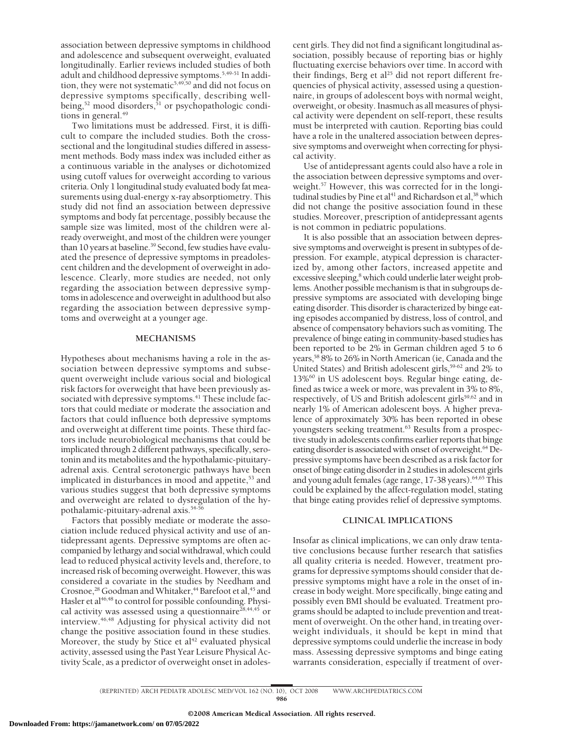association between depressive symptoms in childhood and adolescence and subsequent overweight, evaluated longitudinally. Earlier reviews included studies of both adult and childhood depressive symptoms.[5,49-51] In addition, they were not systematic[5,49,50] and did not focus on depressive symptoms specifically, describing well-being,[52] mood disorders,[51] or psychopathologic conditions in general.[49]

Two limitations must be addressed. First, it is difficult to compare the included studies. Both the cross-sectional and the longitudinal studies differed in assessment methods. Body mass index was included either as a continuous variable in the analyses or dichotomized using cutoff values for overweight according to various criteria. Only 1 longitudinal study evaluated body fat measurements using dual-energy x-ray absorptiometry. This study did not find an association between depressive symptoms and body fat percentage, possibly because the sample size was limited, most of the children were already overweight, and most of the children were younger than 10 years at baseline.[39] Second, few studies have evaluated the presence of depressive symptoms in preadolescent children and the development of overweight in adolescence. Clearly, more studies are needed, not only regarding the association between depressive symptoms in adolescence and overweight in adulthood but also regarding the association between depressive symptoms and overweight at a younger age.

## MECHANISMS

Hypotheses about mechanisms having a role in the association between depressive symptoms and subsequent overweight include various social and biological risk factors for overweight that have been previously associated with depressive symptoms.[41] These include factors that could mediate or moderate the association and factors that could influence both depressive symptoms and overweight at different time points. These third factors include neurobiological mechanisms that could be implicated through 2 different pathways, specifically, serotonin and its metabolites and the hypothalamic-pituitary-adrenal axis. Central serotonergic pathways have been implicated in disturbances in mood and appetite,[53] and various studies suggest that both depressive symptoms and overweight are related to dysregulation of the hypothalamic-pituitary-adrenal axis.[54-56]

Factors that possibly mediate or moderate the association include reduced physical activity and use of antidepressant agents. Depressive symptoms are often accompanied by lethargy and social withdrawal, which could lead to reduced physical activity levels and, therefore, to increased risk of becoming overweight. However, this was considered a covariate in the studies by Needham and Crosnoe,[28] Goodman and Whitaker,[44] Barefoot et al,[45] and Hasler et al[46,48] to control for possible confounding. Physical activity was assessed using a questionnaire[28,44,45] or interview.[46,48] Adjusting for physical activity did not change the positive association found in these studies. Moreover, the study by Stice et al[42] evaluated physical activity, assessed using the Past Year Leisure Physical Activity Scale, as a predictor of overweight onset in adolescent girls. They did not find a significant longitudinal association, possibly because of reporting bias or highly fluctuating exercise behaviors over time. In accord with their findings, Berg et al[25] did not report different frequencies of physical activity, assessed using a questionnaire, in groups of adolescent boys with normal weight, overweight, or obesity. Inasmuch as all measures of physical activity were dependent on self-report, these results must be interpreted with caution. Reporting bias could have a role in the unaltered association between depressive symptoms and overweight when correcting for physical activity.

Use of antidepressant agents could also have a role in the association between depressive symptoms and overweight.[57] However, this was corrected for in the longitudinal studies by Pine et al[41] and Richardson et al,[38] which did not change the positive association found in these studies. Moreover, prescription of antidepressant agents is not common in pediatric populations.

It is also possible that an association between depressive symptoms and overweight is present in subtypes of depression. For example, atypical depression is characterized by, among other factors, increased appetite and excessive sleeping,[8] which could underlie later weight problems. Another possible mechanism is that in subgroups depressive symptoms are associated with developing binge eating disorder. This disorder is characterized by binge eating episodes accompanied by distress, loss of control, and absence of compensatory behaviors such as vomiting. The prevalence of binge eating in community-based studies has been reported to be 2% in German children aged 5 to 6 years,[58] 8% to 26% in North American (ie, Canada and the United States) and British adolescent girls,[59-62] and 2% to 13%[60] in US adolescent boys. Regular binge eating, defined as twice a week or more, was prevalent in 3% to 8%, respectively, of US and British adolescent girls[59,62] and in nearly 1% of American adolescent boys. A higher prevalence of approximately 30% has been reported in obese youngsters seeking treatment.[63] Results from a prospective study in adolescents confirms earlier reports that binge eating disorder is associated with onset of overweight.[64] Depressive symptoms have been described as a risk factor for onset of binge eating disorder in 2 studies in adolescent girls and young adult females (age range, 17-38 years).[64,65] This could be explained by the affect-regulation model, stating that binge eating provides relief of depressive symptoms.

## CLINICAL IMPLICATIONS

Insofar as clinical implications, we can only draw tentative conclusions because further research that satisfies all quality criteria is needed. However, treatment programs for depressive symptoms should consider that depressive symptoms might have a role in the onset of increase in body weight. More specifically, binge eating and possibly even BMI should be evaluated. Treatment programs should be adapted to include prevention and treatment of overweight. On the other hand, in treating overweight individuals, it should be kept in mind that depressive symptoms could underlie the increase in body mass. Assessing depressive symptoms and binge eating warrants consideration, especially if treatment of over-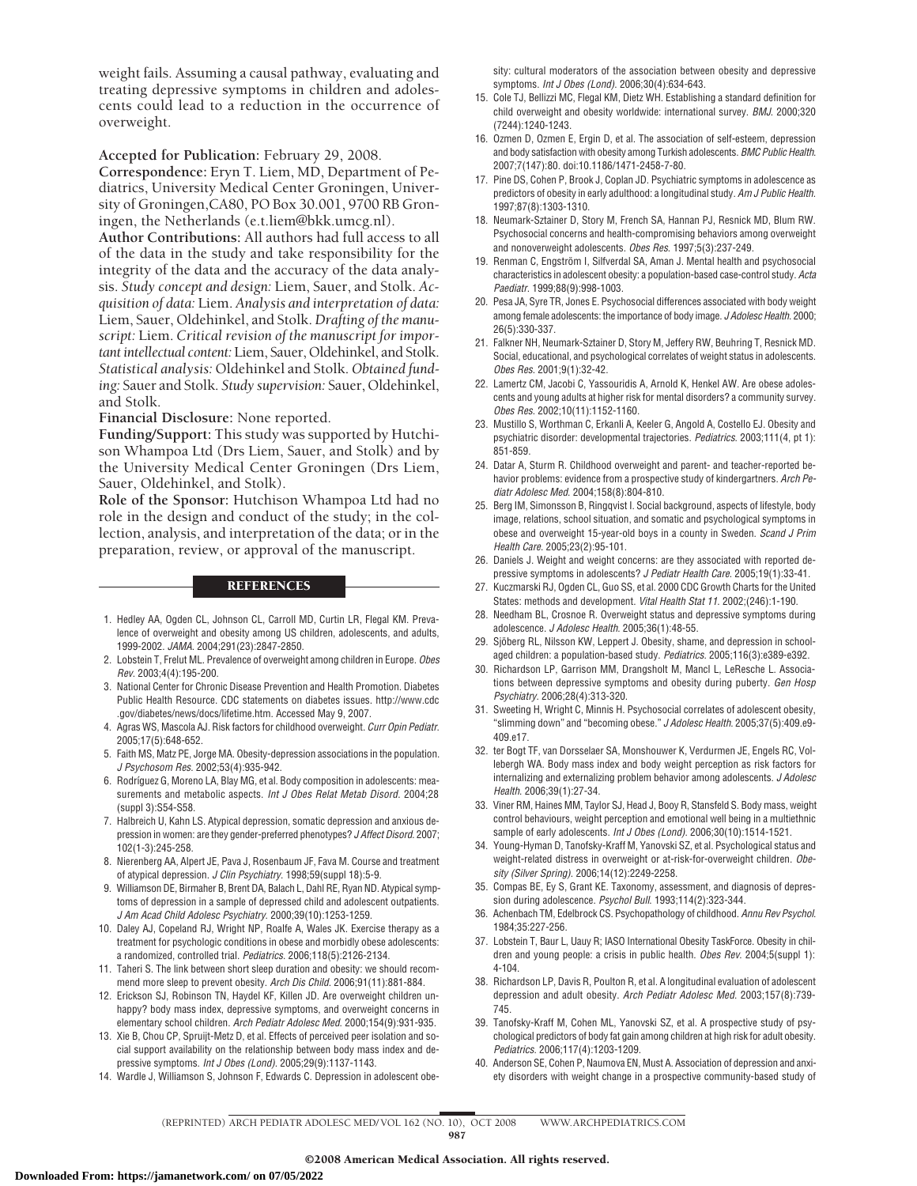weight fails. Assuming a causal pathway, evaluating and treating depressive symptoms in children and adolescents could lead to a reduction in the occurrence of overweight.

**Accepted for Publication:** February 29, 2008.

**Correspondence:** Eryn T. Liem, MD, Department of Pediatrics, University Medical Center Groningen, University of Groningen,CA80, PO Box 30.001, 9700 RB Groningen, the Netherlands (e.t.liem@bkk.umcg.nl).

**Author Contributions:** All authors had full access to all of the data in the study and take responsibility for the integrity of the data and the accuracy of the data analysis. *Study concept and design:* Liem, Sauer, and Stolk. *Acquisition of data:* Liem. *Analysis and interpretation of data:* Liem, Sauer, Oldehinkel, and Stolk. *Drafting of the manuscript:* Liem. *Critical revision of the manuscript for important intellectual content:* Liem, Sauer, Oldehinkel, and Stolk. *Statistical analysis:* Oldehinkel and Stolk. *Obtained funding:* Sauer and Stolk. *Study supervision:* Sauer, Oldehinkel, and Stolk.

**Financial Disclosure:** None reported.

**Funding/Support:** This study was supported by Hutchison Whampoa Ltd (Drs Liem, Sauer, and Stolk) and by the University Medical Center Groningen (Drs Liem, Sauer, Oldehinkel, and Stolk).

**Role of the Sponsor:** Hutchison Whampoa Ltd had no role in the design and conduct of the study; in the collection, analysis, and interpretation of the data; or in the preparation, review, or approval of the manuscript.

## REFERENCES

1. Hedley AA, Ogden CL, Johnson CL, Carroll MD, Curtin LR, Flegal KM. Prevalence of overweight and obesity among US children, adolescents, and adults, 1999-2002. *JAMA*. 2004;291(23):2847-2850.
2. Lobstein T, Frelut ML. Prevalence of overweight among children in Europe. *Obes Rev*. 2003;4(4):195-200.
3. National Center for Chronic Disease Prevention and Health Promotion. Diabetes Public Health Resource. CDC statements on diabetes issues. http://www.cdc.gov/diabetes/news/docs/lifetime.htm. Accessed May 9, 2007.
4. Agras WS, Mascola AJ. Risk factors for childhood overweight. *Curr Opin Pediatr*. 2005;17(5):648-652.
5. Faith MS, Matz PE, Jorge MA. Obesity-depression associations in the population. *J Psychosom Res*. 2002;53(4):935-942.
6. Rodríguez G, Moreno LA, Blay MG, et al. Body composition in adolescents: measurements and metabolic aspects. *Int J Obes Relat Metab Disord*. 2004;28 (suppl 3):S54-S58.
7. Halbreich U, Kahn LS. Atypical depression, somatic depression and anxious depression in women: are they gender-preferred phenotypes? *J Affect Disord*. 2007;102(1-3):245-258.
8. Nierenberg AA, Alpert JE, Pava J, Rosenbaum JF, Fava M. Course and treatment of atypical depression. *J Clin Psychiatry*. 1998;59(suppl 18):5-9.
9. Williamson DE, Birmaher B, Brent DA, Balach L, Dahl RE, Ryan ND. Atypical symptoms of depression in a sample of depressed child and adolescent outpatients. *J Am Acad Child Adolesc Psychiatry*. 2000;39(10):1253-1259.
10. Daley AJ, Copeland RJ, Wright NP, Roalfe A, Wales JK. Exercise therapy as a treatment for psychologic conditions in obese and morbidly obese adolescents: a randomized, controlled trial. *Pediatrics*. 2006;118(5):2126-2134.
11. Taheri S. The link between short sleep duration and obesity: we should recommend more sleep to prevent obesity. *Arch Dis Child*. 2006;91(11):881-884.
12. Erickson SJ, Robinson TN, Haydel KF, Killen JD. Are overweight children unhappy? body mass index, depressive symptoms, and overweight concerns in elementary school children. *Arch Pediatr Adolesc Med*. 2000;154(9):931-935.
13. Xie B, Chou CP, Spruijt-Metz D, et al. Effects of perceived peer isolation and social support availability on the relationship between body mass index and depressive symptoms. *Int J Obes (Lond)*. 2005;29(9):1137-1143.
14. Wardle J, Williamson S, Johnson F, Edwards C. Depression in adolescent obesity: cultural moderators of the association between obesity and depressive symptoms. *Int J Obes (Lond)*. 2006;30(4):634-643.
15. Cole TJ, Bellizzi MC, Flegal KM, Dietz WH. Establishing a standard definition for child overweight and obesity worldwide: international survey. *BMJ*. 2000;320 (7244):1240-1243.
16. Ozmen D, Ozmen E, Ergin D, et al. The association of self-esteem, depression and body satisfaction with obesity among Turkish adolescents. *BMC Public Health*. 2007;7(147):80. doi:10.1186/1471-2458-7-80.
17. Pine DS, Cohen P, Brook J, Coplan JD. Psychiatric symptoms in adolescence as predictors of obesity in early adulthood: a longitudinal study. *Am J Public Health*. 1997;87(8):1303-1310.
18. Neumark-Sztainer D, Story M, French SA, Hannan PJ, Resnick MD, Blum RW. Psychosocial concerns and health-compromising behaviors among overweight and nonoverweight adolescents. *Obes Res*. 1997;5(3):237-249.
19. Renman C, Engström I, Silfverdal SA, Aman J. Mental health and psychosocial characteristics in adolescent obesity: a population-based case-control study. *Acta Paediatr*. 1999;88(9):998-1003.
20. Pesa JA, Syre TR, Jones E. Psychosocial differences associated with body weight among female adolescents: the importance of body image. *J Adolesc Health*. 2000;26(5):330-337.
21. Falkner NH, Neumark-Sztainer D, Story M, Jeffery RW, Beuhring T, Resnick MD. Social, educational, and psychological correlates of weight status in adolescents. *Obes Res*. 2001;9(1):32-42.
22. Lamertz CM, Jacobi C, Yassouridis A, Arnold K, Henkel AW. Are obese adolescents and young adults at higher risk for mental disorders? a community survey. *Obes Res*. 2002;10(11):1152-1160.
23. Mustillo S, Worthman C, Erkanli A, Keeler G, Angold A, Costello EJ. Obesity and psychiatric disorder: developmental trajectories. *Pediatrics*. 2003;111(4, pt 1): 851-859.
24. Datar A, Sturm R. Childhood overweight and parent- and teacher-reported behavior problems: evidence from a prospective study of kindergartners. *Arch Pediatr Adolesc Med*. 2004;158(8):804-810.
25. Berg IM, Simonsson B, Ringqvist I. Social background, aspects of lifestyle, body image, relations, school situation, and somatic and psychological symptoms in obese and overweight 15-year-old boys in a county in Sweden. *Scand J Prim Health Care*. 2005;23(2):95-101.
26. Daniels J. Weight and weight concerns: are they associated with reported depressive symptoms in adolescents? *J Pediatr Health Care*. 2005;19(1):33-41.
27. Kuczmarski RJ, Ogden CL, Guo SS, et al. 2000 CDC Growth Charts for the United States: methods and development. *Vital Health Stat 11*. 2002;(246):1-190.
28. Needham BL, Crosnoe R. Overweight status and depressive symptoms during adolescence. *J Adolesc Health*. 2005;36(1):48-55.
29. Sjöberg RL, Nilsson KW, Leppert J. Obesity, shame, and depression in school-aged children: a population-based study. *Pediatrics*. 2005;116(3):e389-e392.
30. Richardson LP, Garrison MM, Drangsholt M, Mancl L, LeResche L. Associations between depressive symptoms and obesity during puberty. *Gen Hosp Psychiatry*. 2006;28(4):313-320.
31. Sweeting H, Wright C, Minnis H. Psychosocial correlates of adolescent obesity, "slimming down" and "becoming obese." *J Adolesc Health*. 2005;37(5):409.e9-409.e17.
32. ter Bogt TF, van Dorsselaer SA, Monshouwer K, Verdurmen JE, Engels RC, Vollebergh WA. Body mass index and body weight perception as risk factors for internalizing and externalizing problem behavior among adolescents. *J Adolesc Health*. 2006;39(1):27-34.
33. Viner RM, Haines MM, Taylor SJ, Head J, Booy R, Stansfeld S. Body mass, weight control behaviours, weight perception and emotional well being in a multiethnic sample of early adolescents. *Int J Obes (Lond)*. 2006;30(10):1514-1521.
34. Young-Hyman D, Tanofsky-Kraff M, Yanovski SZ, et al. Psychological status and weight-related distress in overweight or at-risk-for-overweight children. *Obesity (Silver Spring)*. 2006;14(12):2249-2258.
35. Compas BE, Ey S, Grant KE. Taxonomy, assessment, and diagnosis of depression during adolescence. *Psychol Bull*. 1993;114(2):323-344.
36. Achenbach TM, Edelbrock CS. Psychopathology of childhood. *Annu Rev Psychol*. 1984;35:227-256.
37. Lobstein T, Baur L, Uauy R; IASO International Obesity TaskForce. Obesity in children and young people: a crisis in public health. *Obes Rev*. 2004;5(suppl 1): 4-104.
38. Richardson LP, Davis R, Poulton R, et al. A longitudinal evaluation of adolescent depression and adult obesity. *Arch Pediatr Adolesc Med*. 2003;157(8):739-745.
39. Tanofsky-Kraff M, Cohen ML, Yanovski SZ, et al. A prospective study of psychological predictors of body fat gain among children at high risk for adult obesity. *Pediatrics*. 2006;117(4):1203-1209.
40. Anderson SE, Cohen P, Naumova EN, Must A. Association of depression and anxiety disorders with weight change in a prospective community-based study of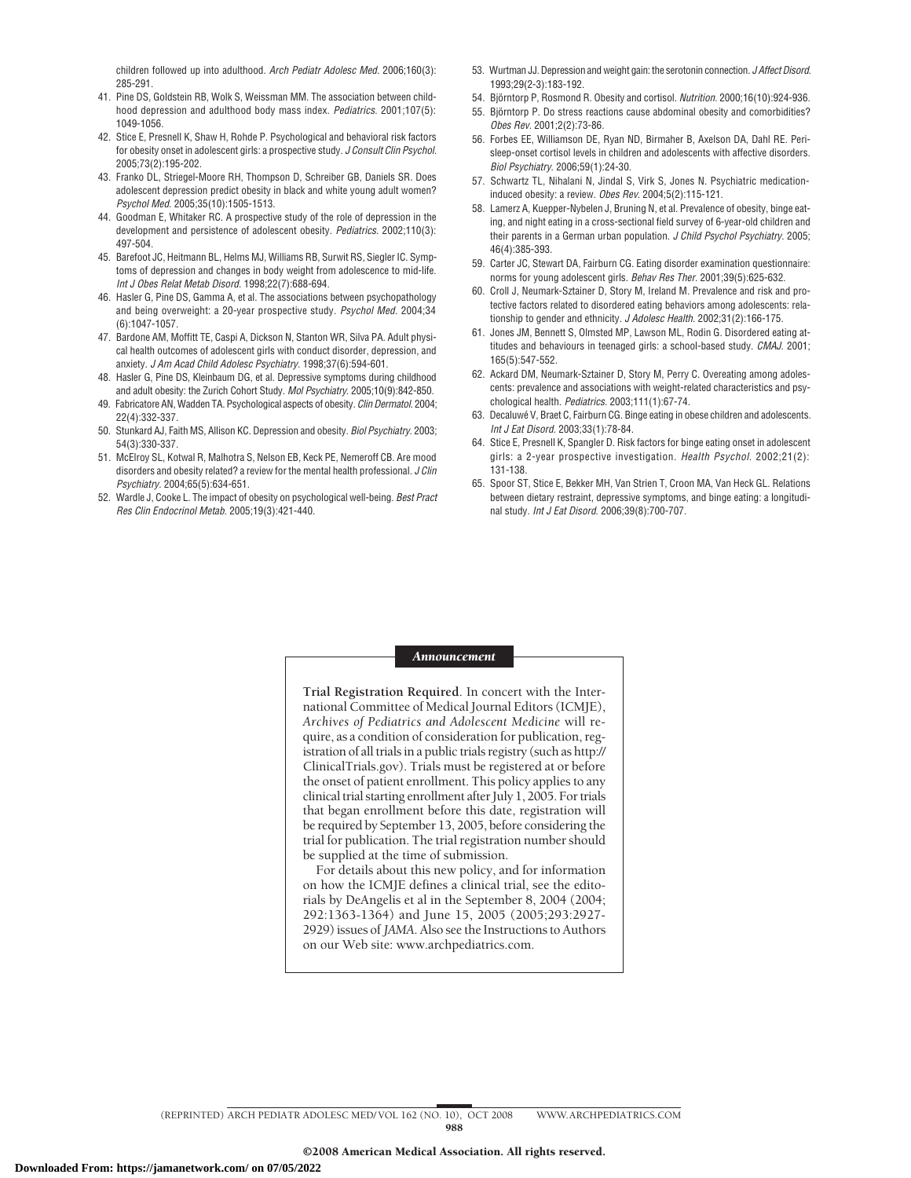children followed up into adulthood. *Arch Pediatr Adolesc Med*. 2006;160(3):285-291.

41. Pine DS, Goldstein RB, Wolk S, Weissman MM. The association between childhood depression and adulthood body mass index. *Pediatrics*. 2001;107(5):1049-1056.
42. Stice E, Presnell K, Shaw H, Rohde P. Psychological and behavioral risk factors for obesity onset in adolescent girls: a prospective study. *J Consult Clin Psychol*. 2005;73(2):195-202.
43. Franko DL, Striegel-Moore RH, Thompson D, Schreiber GB, Daniels SR. Does adolescent depression predict obesity in black and white young adult women? *Psychol Med*. 2005;35(10):1505-1513.
44. Goodman E, Whitaker RC. A prospective study of the role of depression in the development and persistence of adolescent obesity. *Pediatrics*. 2002;110(3):497-504.
45. Barefoot JC, Heitmann BL, Helms MJ, Williams RB, Surwit RS, Siegler IC. Symptoms of depression and changes in body weight from adolescence to mid-life. *Int J Obes Relat Metab Disord*. 1998;22(7):688-694.
46. Hasler G, Pine DS, Gamma A, et al. The associations between psychopathology and being overweight: a 20-year prospective study. *Psychol Med*. 2004;34(6):1047-1057.
47. Bardone AM, Moffitt TE, Caspi A, Dickson N, Stanton WR, Silva PA. Adult physical health outcomes of adolescent girls with conduct disorder, depression, and anxiety. *J Am Acad Child Adolesc Psychiatry*. 1998;37(6):594-601.
48. Hasler G, Pine DS, Kleinbaum DG, et al. Depressive symptoms during childhood and adult obesity: the Zurich Cohort Study. *Mol Psychiatry*. 2005;10(9):842-850.
49. Fabricatore AN, Wadden TA. Psychological aspects of obesity. *Clin Dermatol*. 2004;22(4):332-337.
50. Stunkard AJ, Faith MS, Allison KC. Depression and obesity. *Biol Psychiatry*. 2003;54(3):330-337.
51. McElroy SL, Kotwal R, Malhotra S, Nelson EB, Keck PE, Nemeroff CB. Are mood disorders and obesity related? a review for the mental health professional. *J Clin Psychiatry*. 2004;65(5):634-651.
52. Wardle J, Cooke L. The impact of obesity on psychological well-being. *Best Pract Res Clin Endocrinol Metab*. 2005;19(3):421-440.
53. Wurtman JJ. Depression and weight gain: the serotonin connection. *J Affect Disord*. 1993;29(2-3):183-192.
54. Björntorp P, Rosmond R. Obesity and cortisol. *Nutrition*. 2000;16(10):924-936.
55. Björntorp P. Do stress reactions cause abdominal obesity and comorbidities? *Obes Rev*. 2001;2(2):73-86.
56. Forbes EE, Williamson DE, Ryan ND, Birmaher B, Axelson DA, Dahl RE. Peri-sleep-onset cortisol levels in children and adolescents with affective disorders. *Biol Psychiatry*. 2006;59(1):24-30.
57. Schwartz TL, Nihalani N, Jindal S, Virk S, Jones N. Psychiatric medication-induced obesity: a review. *Obes Rev*. 2004;5(2):115-121.
58. Lamerz A, Kuepper-Nybelen J, Bruning N, et al. Prevalence of obesity, binge eating, and night eating in a cross-sectional field survey of 6-year-old children and their parents in a German urban population. *J Child Psychol Psychiatry*. 2005;46(4):385-393.
59. Carter JC, Stewart DA, Fairburn CG. Eating disorder examination questionnaire: norms for young adolescent girls. *Behav Res Ther*. 2001;39(5):625-632.
60. Croll J, Neumark-Sztainer D, Story M, Ireland M. Prevalence and risk and protective factors related to disordered eating behaviors among adolescents: relationship to gender and ethnicity. *J Adolesc Health*. 2002;31(2):166-175.
61. Jones JM, Bennett S, Olmsted MP, Lawson ML, Rodin G. Disordered eating attitudes and behaviours in teenaged girls: a school-based study. *CMAJ*. 2001;165(5):547-552.
62. Ackard DM, Neumark-Sztainer D, Story M, Perry C. Overeating among adolescents: prevalence and associations with weight-related characteristics and psychological health. *Pediatrics*. 2003;111(1):67-74.
63. Decaluwé V, Braet C, Fairburn CG. Binge eating in obese children and adolescents. *Int J Eat Disord*. 2003;33(1):78-84.
64. Stice E, Presnell K, Spangler D. Risk factors for binge eating onset in adolescent girls: a 2-year prospective investigation. *Health Psychol*. 2002;21(2):131-138.
65. Spoor ST, Stice E, Bekker MH, Van Strien T, Croon MA, Van Heck GL. Relations between dietary restraint, depressive symptoms, and binge eating: a longitudinal study. *Int J Eat Disord*. 2006;39(8):700-707.

## *Announcement*

**Trial Registration Required**. In concert with the International Committee of Medical Journal Editors (ICMJE), *Archives of Pediatrics and Adolescent Medicine* will require, as a condition of consideration for publication, registration of all trials in a public trials registry (such as http://ClinicalTrials.gov). Trials must be registered at or before the onset of patient enrollment. This policy applies to any clinical trial starting enrollment after July 1, 2005. For trials that began enrollment before this date, registration will be required by September 13, 2005, before considering the trial for publication. The trial registration number should be supplied at the time of submission.

For details about this new policy, and for information on how the ICMJE defines a clinical trial, see the editorials by DeAngelis et al in the September 8, 2004 (2004;292:1363-1364) and June 15, 2005 (2005;293:2927-2929) issues of *JAMA*. Also see the Instructions to Authors on our Web site: www.archpediatrics.com.